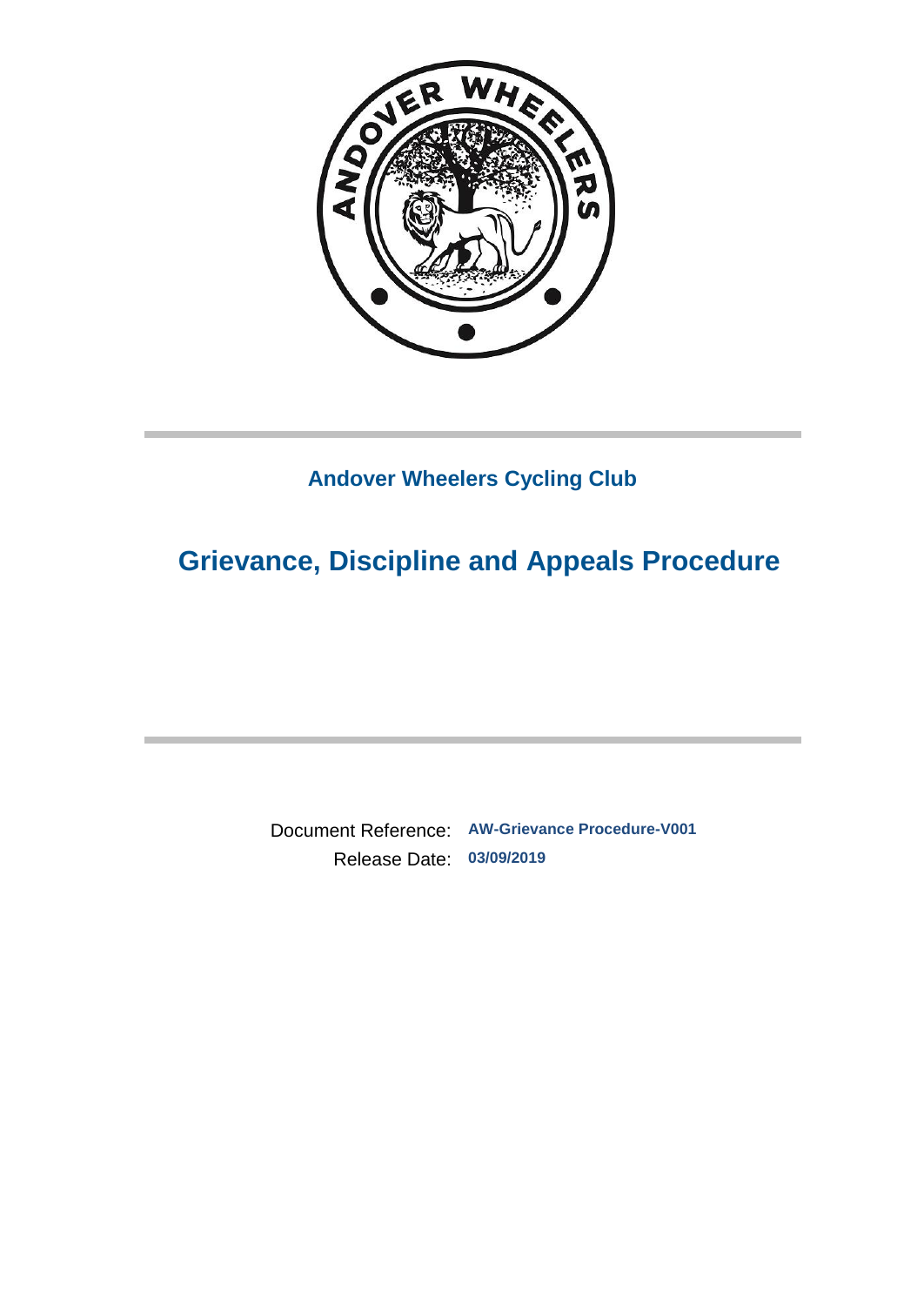**Andover Wheelers Cycling Club**

# Grievance, Discipline and Appeals Procedure

Document Reference: **AW-Grievance Procedure-V001**

Release Date: **03/09/2019**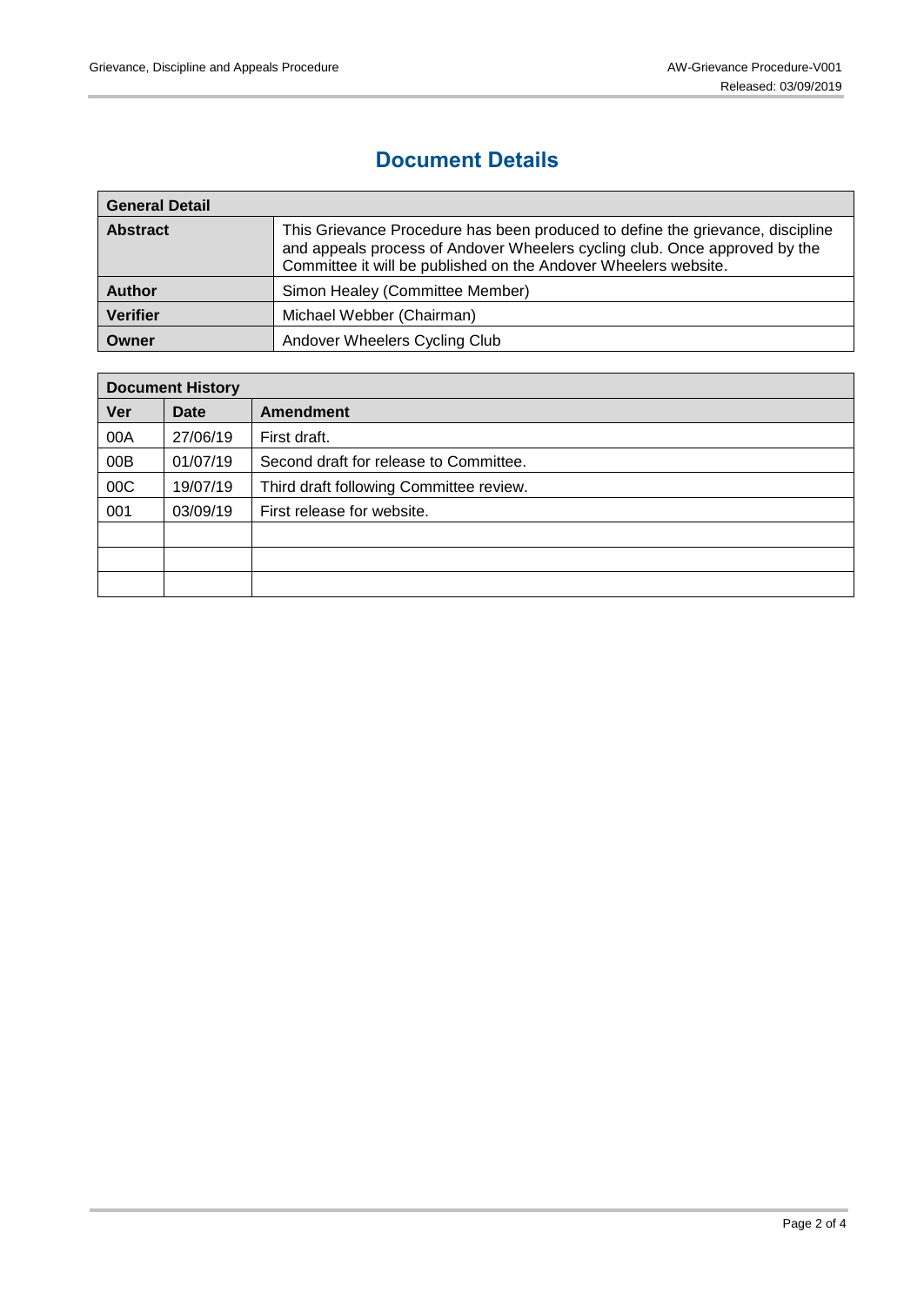# Document Details

| General Detail | |
|---|---|
| **Abstract** | This Grievance Procedure has been produced to define the grievance, discipline and appeals process of Andover Wheelers cycling club. Once approved by the Committee it will be published on the Andover Wheelers website. |
| **Author** | Simon Healey (Committee Member) |
| **Verifier** | Michael Webber (Chairman) |
| **Owner** | Andover Wheelers Cycling Club |

| Document History | | |
|---|---|---|
| **Ver** | **Date** | **Amendment** |
| 00A | 27/06/19 | First draft. |
| 00B | 01/07/19 | Second draft for release to Committee. |
| 00C | 19/07/19 | Third draft following Committee review. |
| 001 | 03/09/19 | First release for website. |
| | | |
| | | |
| | | |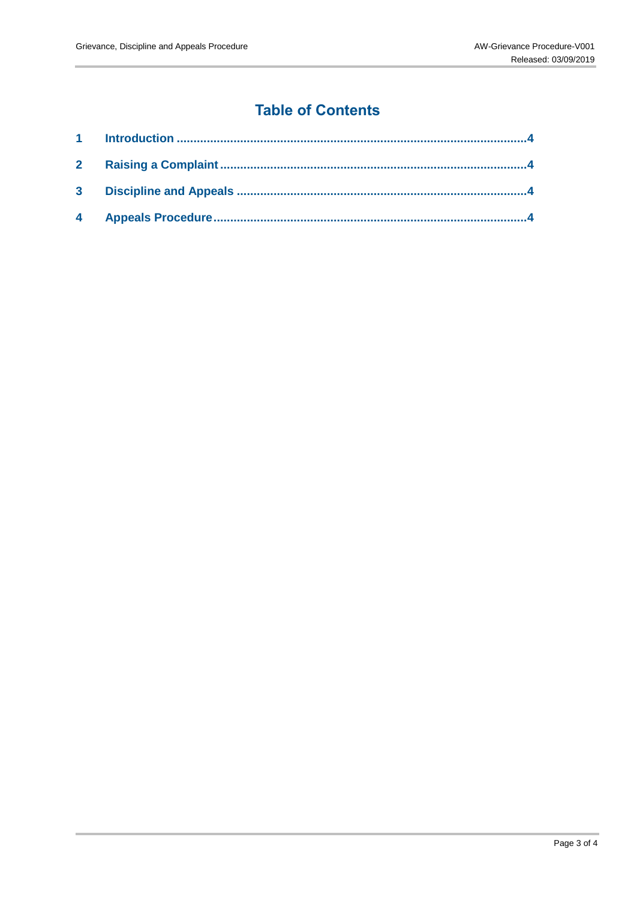# Table of Contents

1 Introduction ....................................................................................................4

2 Raising a Complaint ........................................................................................4

3 Discipline and Appeals ....................................................................................4

4 Appeals Procedure ..........................................................................................4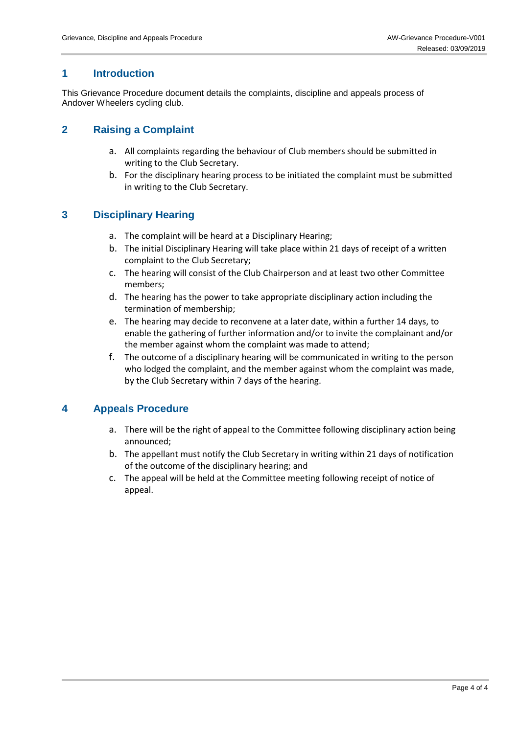## 1 Introduction

This Grievance Procedure document details the complaints, discipline and appeals process of Andover Wheelers cycling club.

## 2 Raising a Complaint

a. All complaints regarding the behaviour of Club members should be submitted in writing to the Club Secretary.
b. For the disciplinary hearing process to be initiated the complaint must be submitted in writing to the Club Secretary.

## 3 Disciplinary Hearing

a. The complaint will be heard at a Disciplinary Hearing;
b. The initial Disciplinary Hearing will take place within 21 days of receipt of a written complaint to the Club Secretary;
c. The hearing will consist of the Club Chairperson and at least two other Committee members;
d. The hearing has the power to take appropriate disciplinary action including the termination of membership;
e. The hearing may decide to reconvene at a later date, within a further 14 days, to enable the gathering of further information and/or to invite the complainant and/or the member against whom the complaint was made to attend;
f. The outcome of a disciplinary hearing will be communicated in writing to the person who lodged the complaint, and the member against whom the complaint was made, by the Club Secretary within 7 days of the hearing.

## 4 Appeals Procedure

a. There will be the right of appeal to the Committee following disciplinary action being announced;
b. The appellant must notify the Club Secretary in writing within 21 days of notification of the outcome of the disciplinary hearing; and
c. The appeal will be held at the Committee meeting following receipt of notice of appeal.